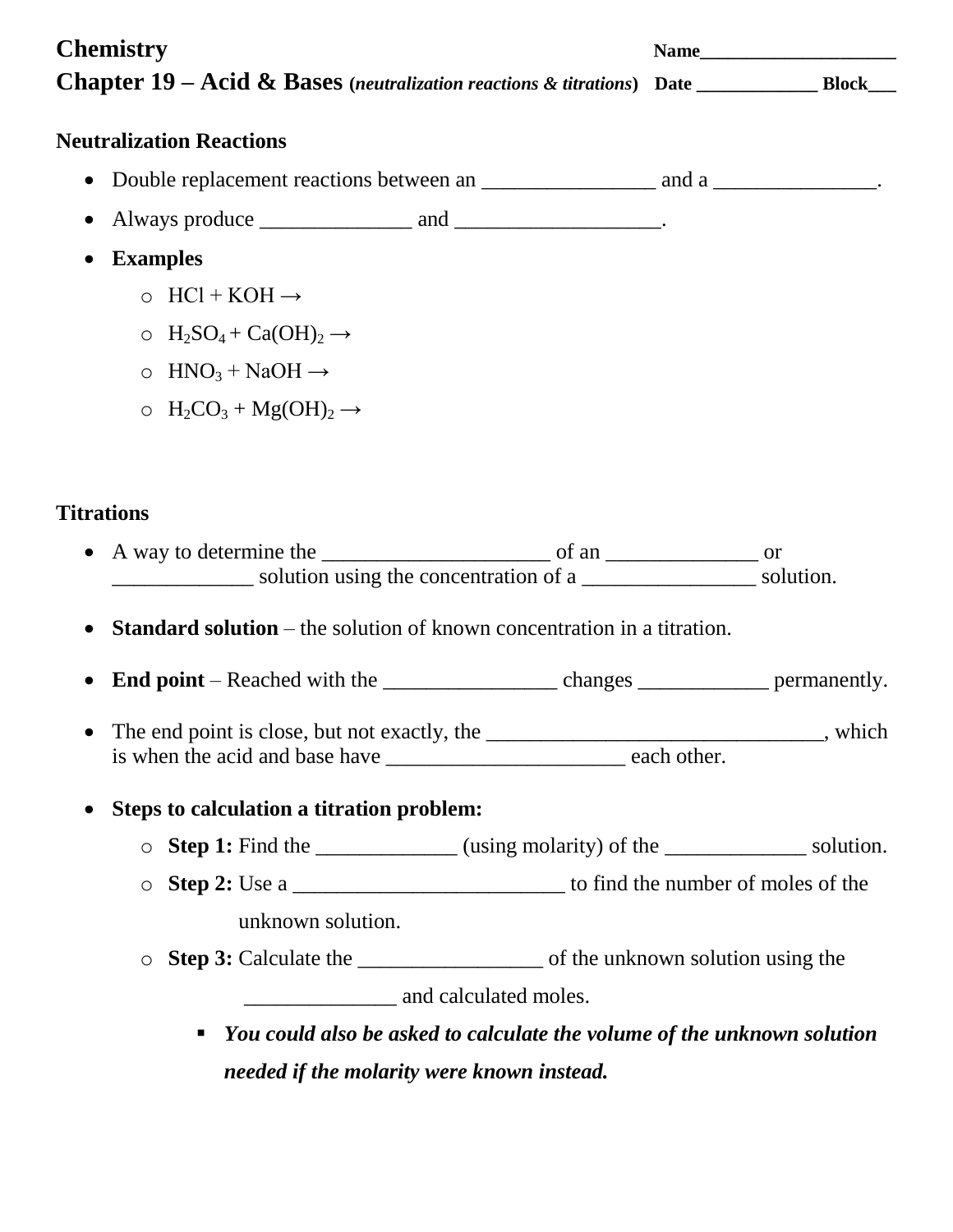# Chemistry

Name____________________

## Chapter 19 – Acid & Bases (*neutralization reactions & titrations*)

Date ____________ Block___

### Neutralization Reactions

- Double replacement reactions between an ________________ and a _______________.
- Always produce ______________ and ___________________.
- **Examples**
  - $HCl + KOH \rightarrow$
  - $H_2SO_4 + Ca(OH)_2 \rightarrow$
  - $HNO_3 + NaOH \rightarrow$
  - $H_2CO_3 + Mg(OH)_2 \rightarrow$

### Titrations

- A way to determine the _____________________ of an ______________ or _____________ solution using the concentration of a ________________ solution.
- **Standard solution** – the solution of known concentration in a titration.
- **End point** – Reached with the ________________ changes ____________ permanently.
- The end point is close, but not exactly, the ________________________________, which is when the acid and base have ______________________ each other.
- **Steps to calculation a titration problem:**
  - **Step 1:** Find the _____________ (using molarity) of the _____________ solution.
  - **Step 2:** Use a _________________________ to find the number of moles of the unknown solution.
  - **Step 3:** Calculate the _________________ of the unknown solution using the ______________ and calculated moles.
    - ***You could also be asked to calculate the volume of the unknown solution needed if the molarity were known instead.***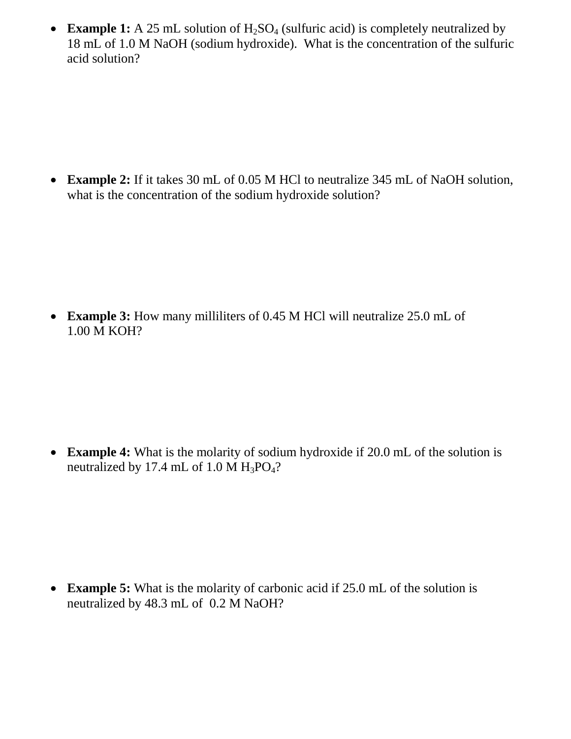- **Example 1:** A 25 mL solution of $H_2SO_4$ (sulfuric acid) is completely neutralized by 18 mL of 1.0 M NaOH (sodium hydroxide). What is the concentration of the sulfuric acid solution?

- **Example 2:** If it takes 30 mL of 0.05 M HCl to neutralize 345 mL of NaOH solution, what is the concentration of the sodium hydroxide solution?

- **Example 3:** How many milliliters of 0.45 M HCl will neutralize 25.0 mL of 1.00 M KOH?

- **Example 4:** What is the molarity of sodium hydroxide if 20.0 mL of the solution is neutralized by 17.4 mL of 1.0 M $H_3PO_4$?

- **Example 5:** What is the molarity of carbonic acid if 25.0 mL of the solution is neutralized by 48.3 mL of 0.2 M NaOH?